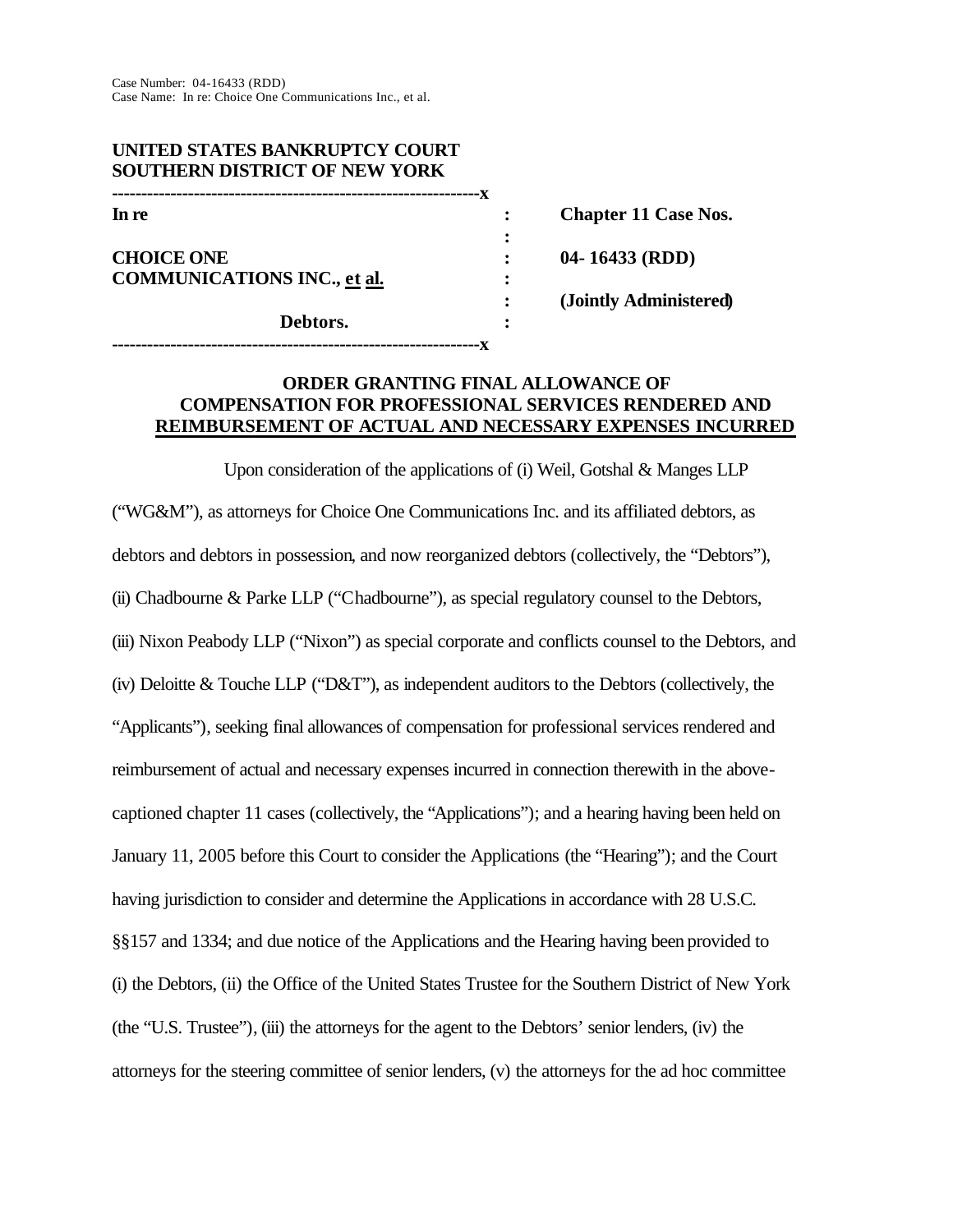Case Number: 04-16433 (RDD)
Case Name: In re: Choice One Communications Inc., et al.

**UNITED STATES BANKRUPTCY COURT**
**SOUTHERN DISTRICT OF NEW YORK**

| | | |
|---|---|---|
| **In re** | : | **Chapter 11 Case Nos.** |
| | : | |
| **CHOICE ONE COMMUNICATIONS INC., et al.** | : | **04- 16433 (RDD)** |
| | : | **(Jointly Administered)** |
| **Debtors.** | : | |

**ORDER GRANTING FINAL ALLOWANCE OF COMPENSATION FOR PROFESSIONAL SERVICES RENDERED AND REIMBURSEMENT OF ACTUAL AND NECESSARY EXPENSES INCURRED**

Upon consideration of the applications of (i) Weil, Gotshal & Manges LLP ("WG&M"), as attorneys for Choice One Communications Inc. and its affiliated debtors, as debtors and debtors in possession, and now reorganized debtors (collectively, the "Debtors"), (ii) Chadbourne & Parke LLP ("Chadbourne"), as special regulatory counsel to the Debtors, (iii) Nixon Peabody LLP ("Nixon") as special corporate and conflicts counsel to the Debtors, and (iv) Deloitte & Touche LLP ("D&T"), as independent auditors to the Debtors (collectively, the "Applicants"), seeking final allowances of compensation for professional services rendered and reimbursement of actual and necessary expenses incurred in connection therewith in the above-captioned chapter 11 cases (collectively, the "Applications"); and a hearing having been held on January 11, 2005 before this Court to consider the Applications (the "Hearing"); and the Court having jurisdiction to consider and determine the Applications in accordance with 28 U.S.C. §§157 and 1334; and due notice of the Applications and the Hearing having been provided to (i) the Debtors, (ii) the Office of the United States Trustee for the Southern District of New York (the "U.S. Trustee"), (iii) the attorneys for the agent to the Debtors' senior lenders, (iv) the attorneys for the steering committee of senior lenders, (v) the attorneys for the ad hoc committee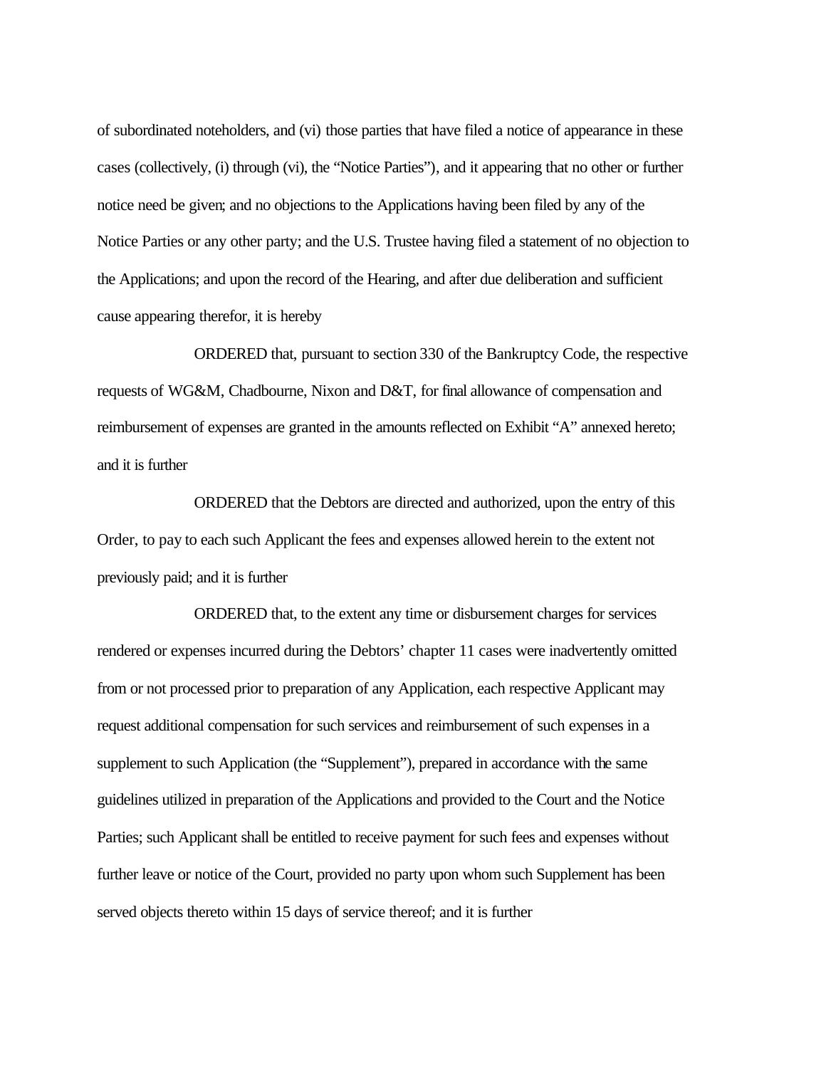of subordinated noteholders, and (vi) those parties that have filed a notice of appearance in these cases (collectively, (i) through (vi), the "Notice Parties"), and it appearing that no other or further notice need be given; and no objections to the Applications having been filed by any of the Notice Parties or any other party; and the U.S. Trustee having filed a statement of no objection to the Applications; and upon the record of the Hearing, and after due deliberation and sufficient cause appearing therefor, it is hereby

ORDERED that, pursuant to section 330 of the Bankruptcy Code, the respective requests of WG&M, Chadbourne, Nixon and D&T, for final allowance of compensation and reimbursement of expenses are granted in the amounts reflected on Exhibit "A" annexed hereto; and it is further

ORDERED that the Debtors are directed and authorized, upon the entry of this Order, to pay to each such Applicant the fees and expenses allowed herein to the extent not previously paid; and it is further

ORDERED that, to the extent any time or disbursement charges for services rendered or expenses incurred during the Debtors' chapter 11 cases were inadvertently omitted from or not processed prior to preparation of any Application, each respective Applicant may request additional compensation for such services and reimbursement of such expenses in a supplement to such Application (the "Supplement"), prepared in accordance with the same guidelines utilized in preparation of the Applications and provided to the Court and the Notice Parties; such Applicant shall be entitled to receive payment for such fees and expenses without further leave or notice of the Court, provided no party upon whom such Supplement has been served objects thereto within 15 days of service thereof; and it is further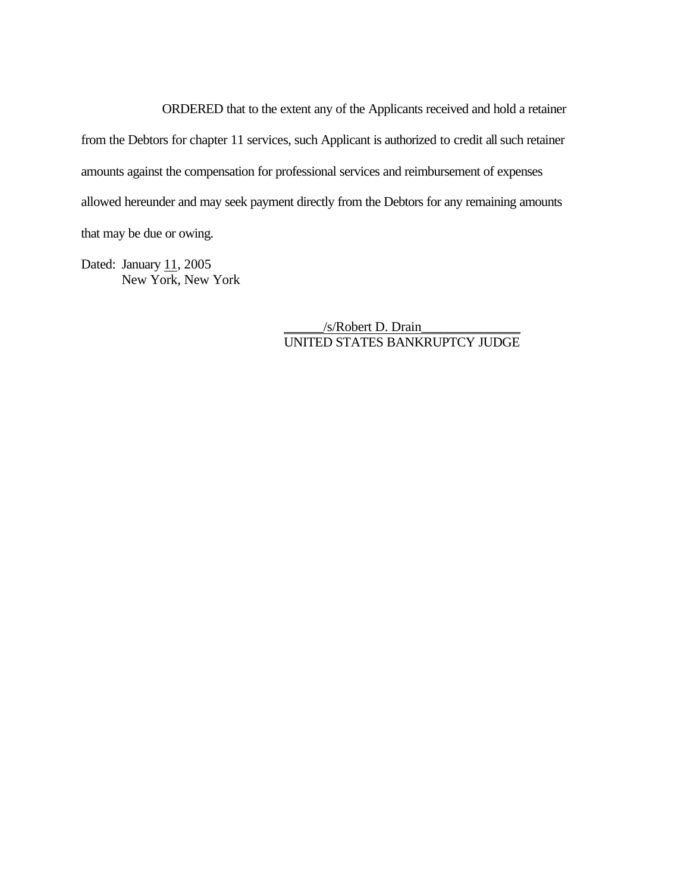ORDERED that to the extent any of the Applicants received and hold a retainer from the Debtors for chapter 11 services, such Applicant is authorized to credit all such retainer amounts against the compensation for professional services and reimbursement of expenses allowed hereunder and may seek payment directly from the Debtors for any remaining amounts that may be due or owing.

Dated: January 11, 2005
New York, New York

/s/Robert D. Drain
UNITED STATES BANKRUPTCY JUDGE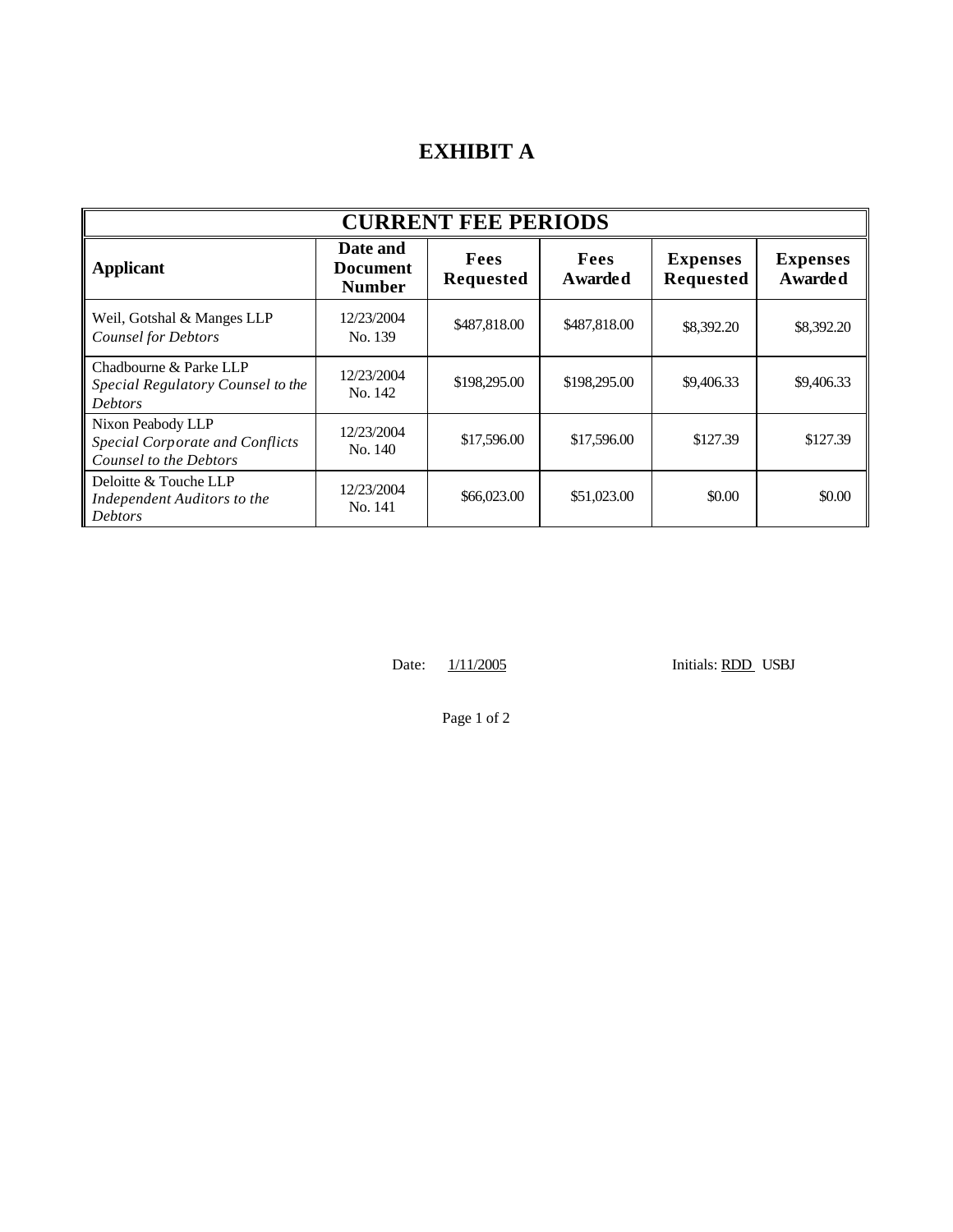# EXHIBIT A

| CURRENT FEE PERIODS | | | | | |
|---|---|---|---|---|---|
| **Applicant** | **Date and Document Number** | **Fees Requested** | **Fees Awarded** | **Expenses Requested** | **Expenses Awarded** |
| Weil, Gotshal & Manges LLP *Counsel for Debtors* | 12/23/2004 No. 139 | $487,818.00 | $487,818.00 | $8,392.20 | $8,392.20 |
| Chadbourne & Parke LLP *Special Regulatory Counsel to the Debtors* | 12/23/2004 No. 142 | $198,295.00 | $198,295.00 | $9,406.33 | $9,406.33 |
| Nixon Peabody LLP *Special Corporate and Conflicts Counsel to the Debtors* | 12/23/2004 No. 140 | $17,596.00 | $17,596.00 | $127.39 | $127.39 |
| Deloitte & Touche LLP *Independent Auditors to the Debtors* | 12/23/2004 No. 141 | $66,023.00 | $51,023.00 | $0.00 | $0.00 |

Date: 1/11/2005 Initials: RDD USBJ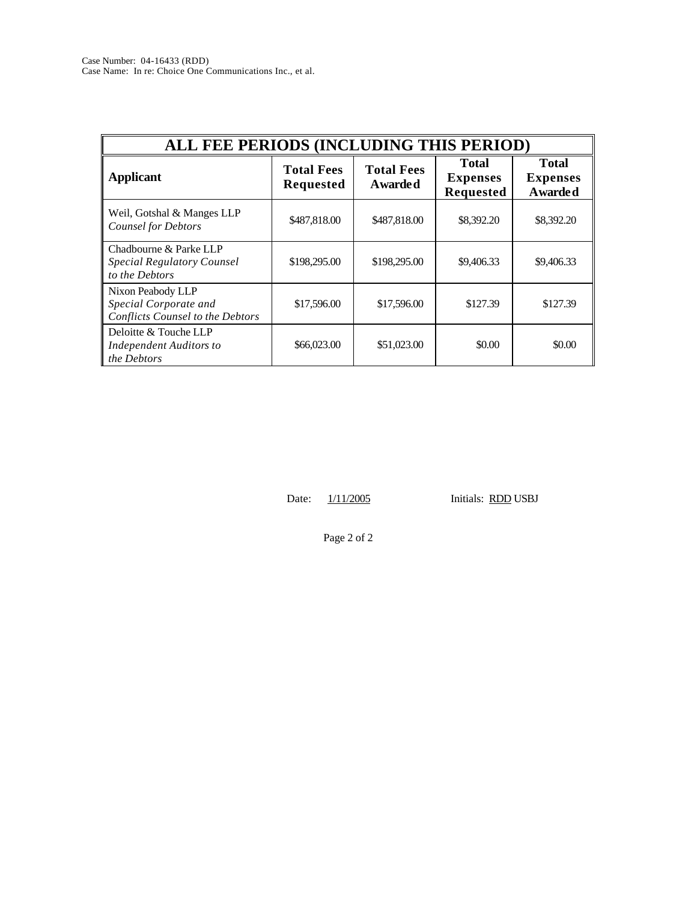Case Number: 04-16433 (RDD)
Case Name: In re: Choice One Communications Inc., et al.

| ALL FEE PERIODS (INCLUDING THIS PERIOD) | | | | |
|---|---|---|---|---|
| **Applicant** | **Total Fees Requested** | **Total Fees Awarded** | **Total Expenses Requested** | **Total Expenses Awarded** |
| Weil, Gotshal & Manges LLP *Counsel for Debtors* | $487,818.00 | $487,818.00 | $8,392.20 | $8,392.20 |
| Chadbourne & Parke LLP *Special Regulatory Counsel to the Debtors* | $198,295.00 | $198,295.00 | $9,406.33 | $9,406.33 |
| Nixon Peabody LLP *Special Corporate and Conflicts Counsel to the Debtors* | $17,596.00 | $17,596.00 | $127.39 | $127.39 |
| Deloitte & Touche LLP *Independent Auditors to the Debtors* | $66,023.00 | $51,023.00 | $0.00 | $0.00 |

Date: 1/11/2005 Initials: RDD USBJ